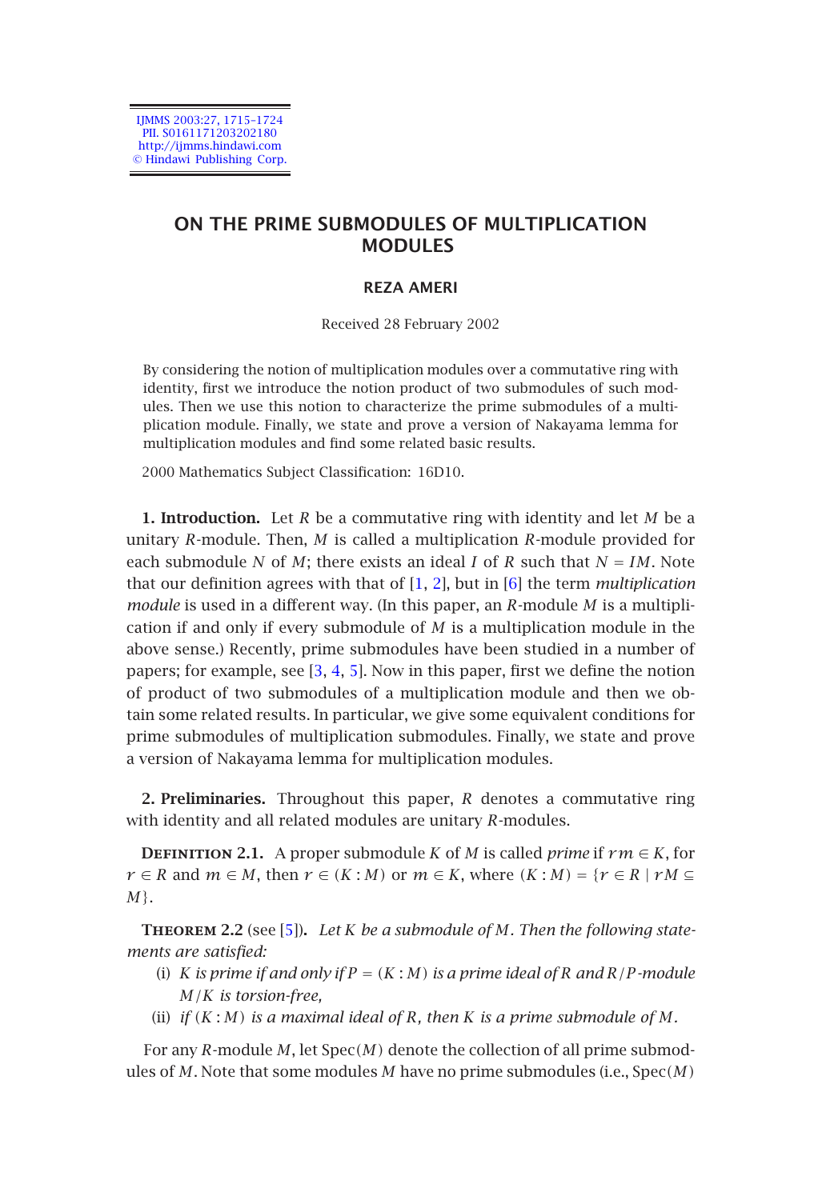# ON THE PRIME SUBMODULES OF MULTIPLICATION MODULES

**REZA AMERI**

Received 28 February 2002

By considering the notion of multiplication modules over a commutative ring with identity, first we introduce the notion product of two submodules of such modules. Then we use this notion to characterize the prime submodules of a multiplication module. Finally, we state and prove a version of Nakayama lemma for multiplication modules and find some related basic results.

2000 Mathematics Subject Classification: 16D10.

**1. Introduction.** Let $R$ be a commutative ring with identity and let $M$ be a unitary $R$-module. Then, $M$ is called a multiplication $R$-module provided for each submodule $N$ of $M$; there exists an ideal $I$ of $R$ such that $N = IM$. Note that our definition agrees with that of [1, 2], but in [6] the term *multiplication module* is used in a different way. (In this paper, an $R$-module $M$ is a multiplication if and only if every submodule of $M$ is a multiplication module in the above sense.) Recently, prime submodules have been studied in a number of papers; for example, see [3, 4, 5]. Now in this paper, first we define the notion of product of two submodules of a multiplication module and then we obtain some related results. In particular, we give some equivalent conditions for prime submodules of multiplication submodules. Finally, we state and prove a version of Nakayama lemma for multiplication modules.

**2. Preliminaries.** Throughout this paper, $R$ denotes a commutative ring with identity and all related modules are unitary $R$-modules.

**Definition 2.1.** A proper submodule $K$ of $M$ is called *prime* if $rm \in K$, for $r \in R$ and $m \in M$, then $r \in (K : M)$ or $m \in K$, where $(K : M) = \{r \in R \mid rM \subseteq M\}$.

**Theorem 2.2** (see [5]). *Let $K$ be a submodule of $M$. Then the following statements are satisfied:*

(i) *$K$ is prime if and only if $P = (K : M)$ is a prime ideal of $R$ and $R/P$-module $M/K$ is torsion-free,*

(ii) *if $(K : M)$ is a maximal ideal of $R$, then $K$ is a prime submodule of $M$.*

For any $R$-module $M$, let $\operatorname{Spec}(M)$ denote the collection of all prime submodules of $M$. Note that some modules $M$ have no prime submodules (i.e., $\operatorname{Spec}(M)$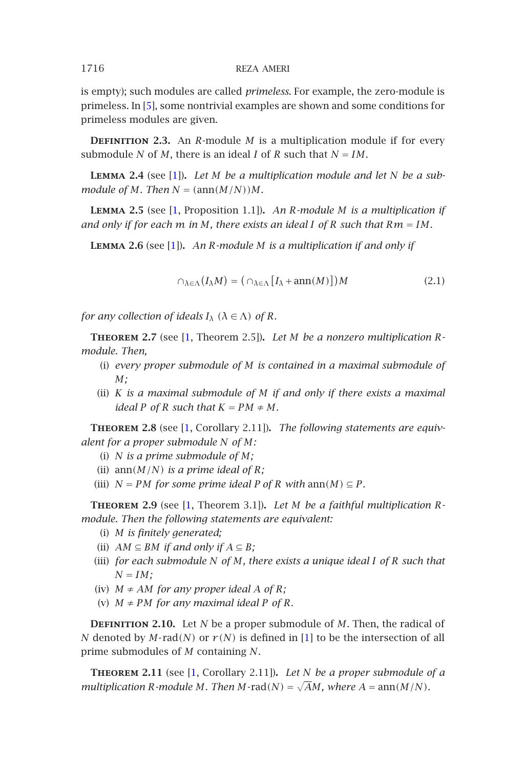is empty); such modules are called *primeless*. For example, the zero-module is primeless. In [5], some nontrivial examples are shown and some conditions for primeless modules are given.

**Definition 2.3.** An $R$-module $M$ is a multiplication module if for every submodule $N$ of $M$, there is an ideal $I$ of $R$ such that $N = IM$.

**Lemma 2.4** (see [1]). *Let $M$ be a multiplication module and let $N$ be a submodule of $M$. Then $N = (\operatorname{ann}(M/N))M$.*

**Lemma 2.5** (see [1, Proposition 1.1]). *An $R$-module $M$ is a multiplication if and only if for each $m$ in $M$, there exists an ideal $I$ of $R$ such that $Rm = IM$.*

**Lemma 2.6** (see [1]). *An $R$-module $M$ is a multiplication if and only if*

$$\cap_{\lambda\in\Lambda}(I_\lambda M) = \left(\cap_{\lambda\in\Lambda}\left[I_\lambda + \operatorname{ann}(M)\right]\right)M \tag{2.1}$$

*for any collection of ideals $I_\lambda$ $(\lambda \in \Lambda)$ of $R$.*

**Theorem 2.7** (see [1, Theorem 2.5]). *Let $M$ be a nonzero multiplication $R$-module. Then,*

- (i) *every proper submodule of $M$ is contained in a maximal submodule of $M$;*
- (ii) *$K$ is a maximal submodule of $M$ if and only if there exists a maximal ideal $P$ of $R$ such that $K = PM \neq M$.*

**Theorem 2.8** (see [1, Corollary 2.11]). *The following statements are equivalent for a proper submodule $N$ of $M$:*

- (i) *$N$ is a prime submodule of $M$;*
- (ii) *$\operatorname{ann}(M/N)$ is a prime ideal of $R$;*
- (iii) *$N = PM$ for some prime ideal $P$ of $R$ with $\operatorname{ann}(M) \subseteq P$.*

**Theorem 2.9** (see [1, Theorem 3.1]). *Let $M$ be a faithful multiplication $R$-module. Then the following statements are equivalent:*

- (i) *$M$ is finitely generated;*
- (ii) *$AM \subseteq BM$ if and only if $A \subseteq B$;*
- (iii) *for each submodule $N$ of $M$, there exists a unique ideal $I$ of $R$ such that $N = IM$;*
- (iv) *$M \neq AM$ for any proper ideal $A$ of $R$;*
- (v) *$M \neq PM$ for any maximal ideal $P$ of $R$.*

**Definition 2.10.** Let $N$ be a proper submodule of $M$. Then, the radical of $N$ denoted by $M$-$\operatorname{rad}(N)$ or $r(N)$ is defined in [1] to be the intersection of all prime submodules of $M$ containing $N$.

**Theorem 2.11** (see [1, Corollary 2.11]). *Let $N$ be a proper submodule of a multiplication $R$-module $M$. Then $M$-$\operatorname{rad}(N) = \sqrt{A}M$, where $A = \operatorname{ann}(M/N)$.*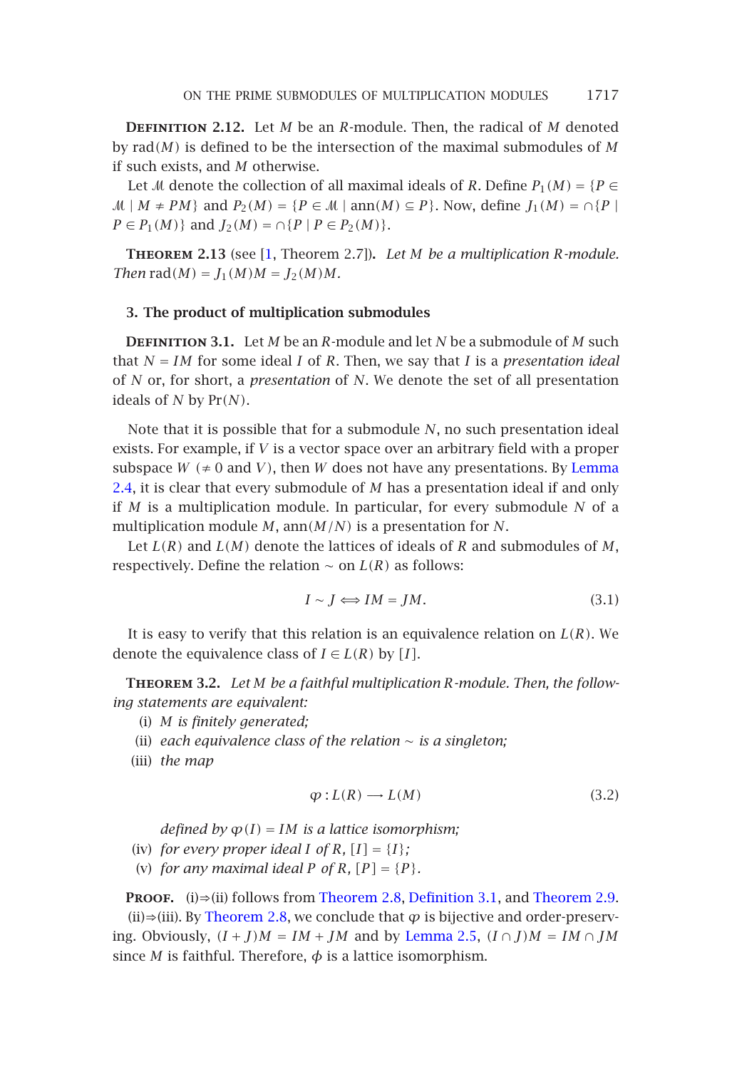**Definition 2.12.** Let $M$ be an $R$-module. Then, the radical of $M$ denoted by $\operatorname{rad}(M)$ is defined to be the intersection of the maximal submodules of $M$ if such exists, and $M$ otherwise.

Let $\mathcal{M}$ denote the collection of all maximal ideals of $R$. Define $P_1(M) = \{P \in \mathcal{M} \mid M \neq PM\}$ and $P_2(M) = \{P \in \mathcal{M} \mid \operatorname{ann}(M) \subseteq P\}$. Now, define $J_1(M) = \cap\{P \mid P \in P_1(M)\}$ and $J_2(M) = \cap\{P \mid P \in P_2(M)\}$.

**Theorem 2.13** (see [1, Theorem 2.7]). *Let $M$ be a multiplication $R$-module. Then* $\operatorname{rad}(M) = J_1(M)M = J_2(M)M$.

## 3. The product of multiplication submodules

**Definition 3.1.** Let $M$ be an $R$-module and let $N$ be a submodule of $M$ such that $N = IM$ for some ideal $I$ of $R$. Then, we say that $I$ is a *presentation ideal* of $N$ or, for short, a *presentation* of $N$. We denote the set of all presentation ideals of $N$ by $\operatorname{Pr}(N)$.

Note that it is possible that for a submodule $N$, no such presentation ideal exists. For example, if $V$ is a vector space over an arbitrary field with a proper subspace $W$ ($\neq 0$ and $V$), then $W$ does not have any presentations. By Lemma 2.4, it is clear that every submodule of $M$ has a presentation ideal if and only if $M$ is a multiplication module. In particular, for every submodule $N$ of a multiplication module $M$, $\operatorname{ann}(M/N)$ is a presentation for $N$.

Let $L(R)$ and $L(M)$ denote the lattices of ideals of $R$ and submodules of $M$, respectively. Define the relation $\sim$ on $L(R)$ as follows:

$$I \sim J \Longleftrightarrow IM = JM. \tag{3.1}$$

It is easy to verify that this relation is an equivalence relation on $L(R)$. We denote the equivalence class of $I \in L(R)$ by $[I]$.

**Theorem 3.2.** *Let $M$ be a faithful multiplication $R$-module. Then, the following statements are equivalent:*

(i) *$M$ is finitely generated;*

(ii) *each equivalence class of the relation $\sim$ is a singleton;*

(iii) *the map*

$$\varphi : L(R) \longrightarrow L(M) \tag{3.2}$$

*defined by $\varphi(I) = IM$ is a lattice isomorphism;*

(iv) *for every proper ideal $I$ of $R$, $[I] = \{I\}$;*

(v) *for any maximal ideal $P$ of $R$, $[P] = \{P\}$.*

**Proof.** (i)⇒(ii) follows from Theorem 2.8, Definition 3.1, and Theorem 2.9.

(ii)⇒(iii). By Theorem 2.8, we conclude that $\varphi$ is bijective and order-preserving. Obviously, $(I+J)M = IM + JM$ and by Lemma 2.5, $(I \cap J)M = IM \cap JM$ since $M$ is faithful. Therefore, $\phi$ is a lattice isomorphism.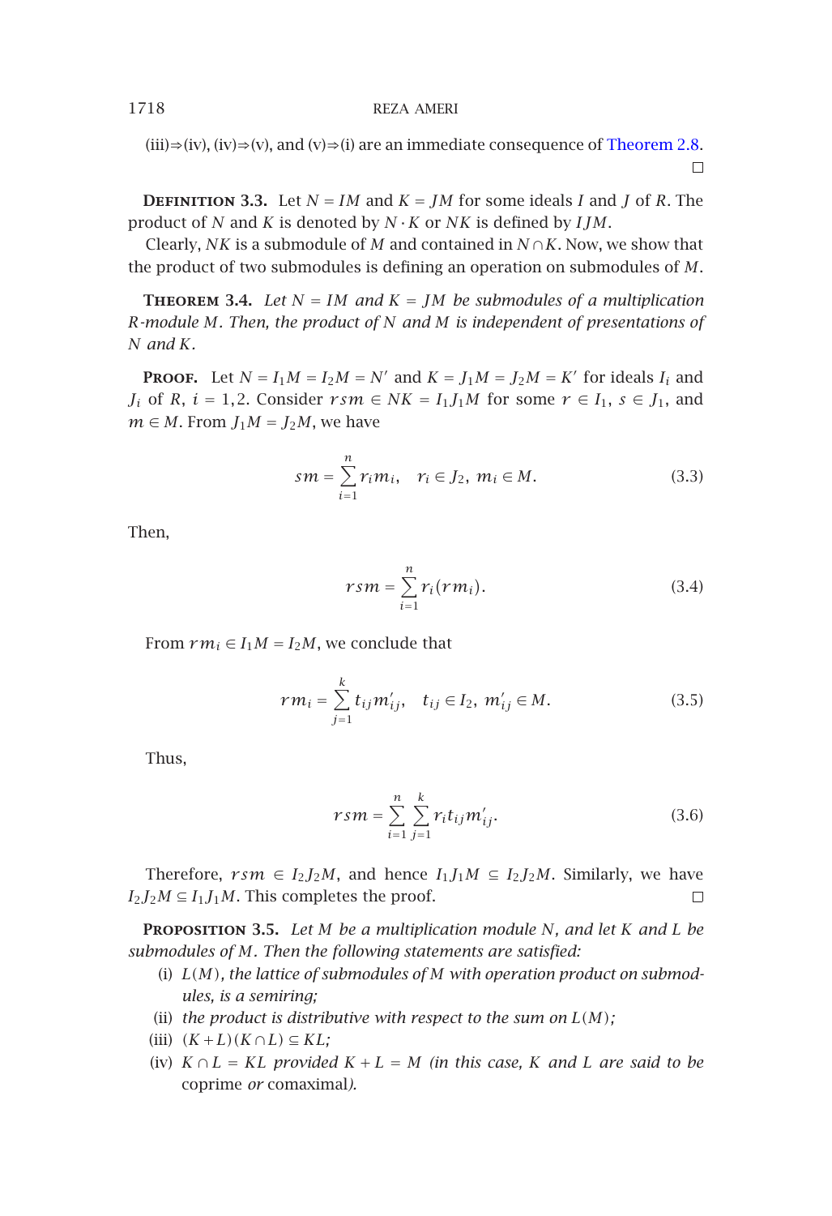(iii)⇒(iv), (iv)⇒(v), and (v)⇒(i) are an immediate consequence of Theorem 2.8. □

**Definition 3.3.** Let $N = IM$ and $K = JM$ for some ideals $I$ and $J$ of $R$. The product of $N$ and $K$ is denoted by $N \cdot K$ or $NK$ is defined by $IJM$.

Clearly, $NK$ is a submodule of $M$ and contained in $N \cap K$. Now, we show that the product of two submodules is defining an operation on submodules of $M$.

**Theorem 3.4.** *Let $N = IM$ and $K = JM$ be submodules of a multiplication $R$-module $M$. Then, the product of $N$ and $M$ is independent of presentations of $N$ and $K$.*

**Proof.** Let $N = I_1M = I_2M = N'$ and $K = J_1M = J_2M = K'$ for ideals $I_i$ and $J_i$ of $R$, $i = 1, 2$. Consider $rsm \in NK = I_1J_1M$ for some $r \in I_1$, $s \in J_1$, and $m \in M$. From $J_1M = J_2M$, we have

$$sm = \sum_{i=1}^{n} r_i m_i, \quad r_i \in J_2,\ m_i \in M. \tag{3.3}$$

Then,

$$rsm = \sum_{i=1}^{n} r_i (rm_i). \tag{3.4}$$

From $rm_i \in I_1M = I_2M$, we conclude that

$$rm_i = \sum_{j=1}^{k} t_{ij} m'_{ij}, \quad t_{ij} \in I_2,\ m'_{ij} \in M. \tag{3.5}$$

Thus,

$$rsm = \sum_{i=1}^{n} \sum_{j=1}^{k} r_i t_{ij} m'_{ij}. \tag{3.6}$$

Therefore, $rsm \in I_2J_2M$, and hence $I_1J_1M \subseteq I_2J_2M$. Similarly, we have $I_2J_2M \subseteq I_1J_1M$. This completes the proof. □

**Proposition 3.5.** *Let $M$ be a multiplication module $N$, and let $K$ and $L$ be submodules of $M$. Then the following statements are satisfied:*

(i) *$L(M)$, the lattice of submodules of $M$ with operation product on submodules, is a semiring;*

(ii) *the product is distributive with respect to the sum on $L(M)$;*

(iii) *$(K + L)(K \cap L) \subseteq KL$;*

(iv) *$K \cap L = KL$ provided $K + L = M$ (in this case, $K$ and $L$ are said to be* coprime *or* comaximal*).*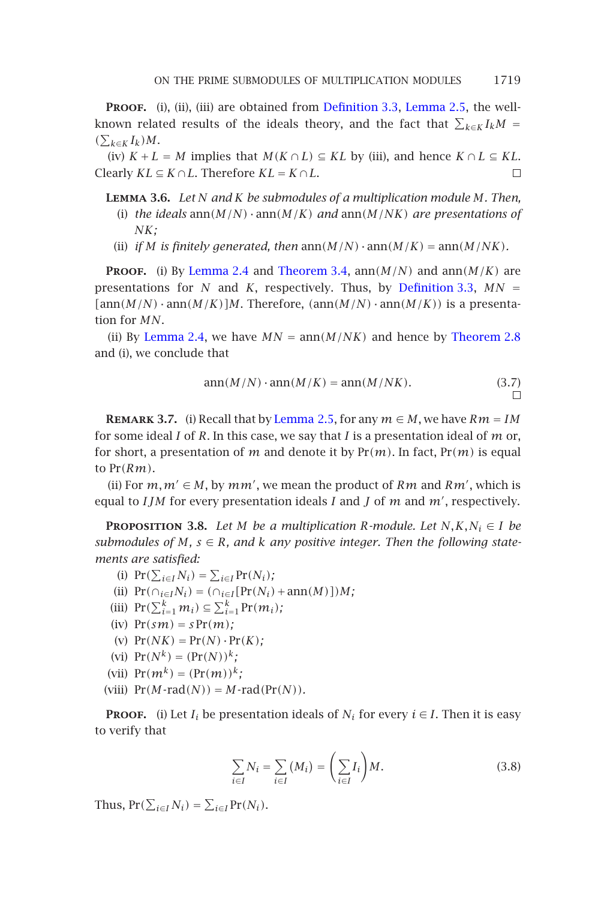**Proof.** (i), (ii), (iii) are obtained from Definition 3.3, Lemma 2.5, the well-known related results of the ideals theory, and the fact that $\sum_{k\in K} I_k M = (\sum_{k\in K} I_k)M$.

(iv) $K+L=M$ implies that $M(K\cap L)\subseteq KL$ by (iii), and hence $K\cap L\subseteq KL$. Clearly $KL\subseteq K\cap L$. Therefore $KL=K\cap L$. □

**Lemma 3.6.** *Let $N$ and $K$ be submodules of a multiplication module $M$. Then,*

(i) *the ideals $\operatorname{ann}(M/N)\cdot\operatorname{ann}(M/K)$ and $\operatorname{ann}(M/NK)$ are presentations of $NK$;*

(ii) *if $M$ is finitely generated, then $\operatorname{ann}(M/N)\cdot\operatorname{ann}(M/K)=\operatorname{ann}(M/NK)$.*

**Proof.** (i) By Lemma 2.4 and Theorem 3.4, $\operatorname{ann}(M/N)$ and $\operatorname{ann}(M/K)$ are presentations for $N$ and $K$, respectively. Thus, by Definition 3.3, $MN = [\operatorname{ann}(M/N)\cdot\operatorname{ann}(M/K)]M$. Therefore, $(\operatorname{ann}(M/N)\cdot\operatorname{ann}(M/K))$ is a presentation for $MN$.

(ii) By Lemma 2.4, we have $MN=\operatorname{ann}(M/NK)$ and hence by Theorem 2.8 and (i), we conclude that

$$\operatorname{ann}(M/N)\cdot\operatorname{ann}(M/K)=\operatorname{ann}(M/NK). \tag{3.7}$$

□

**Remark 3.7.** (i) Recall that by Lemma 2.5, for any $m\in M$, we have $Rm=IM$ for some ideal $I$ of $R$. In this case, we say that $I$ is a presentation ideal of $m$ or, for short, a presentation of $m$ and denote it by $\operatorname{Pr}(m)$. In fact, $\operatorname{Pr}(m)$ is equal to $\operatorname{Pr}(Rm)$.

(ii) For $m,m'\in M$, by $mm'$, we mean the product of $Rm$ and $Rm'$, which is equal to $IJM$ for every presentation ideals $I$ and $J$ of $m$ and $m'$, respectively.

**Proposition 3.8.** *Let $M$ be a multiplication $R$-module. Let $N,K,N_i\in I$ be submodules of $M$, $s\in R$, and $k$ any positive integer. Then the following statements are satisfied:*

(i) $\operatorname{Pr}(\sum_{i\in I}N_i)=\sum_{i\in I}\operatorname{Pr}(N_i)$;

(ii) $\operatorname{Pr}(\cap_{i\in I}N_i)=(\cap_{i\in I}[\operatorname{Pr}(N_i)+\operatorname{ann}(M)])M$;

(iii) $\operatorname{Pr}(\sum_{i=1}^k m_i)\subseteq\sum_{i=1}^k\operatorname{Pr}(m_i)$;

(iv) $\operatorname{Pr}(sm)=s\operatorname{Pr}(m)$;

(v) $\operatorname{Pr}(NK)=\operatorname{Pr}(N)\cdot\operatorname{Pr}(K)$;

(vi) $\operatorname{Pr}(N^k)=(\operatorname{Pr}(N))^k$;

(vii) $\operatorname{Pr}(m^k)=(\operatorname{Pr}(m))^k$;

(viii) $\operatorname{Pr}(M\text{-rad}(N))=M\text{-rad}(\operatorname{Pr}(N))$.

**Proof.** (i) Let $I_i$ be presentation ideals of $N_i$ for every $i\in I$. Then it is easy to verify that

$$\sum_{i\in I}N_i=\sum_{i\in I}(M_i)=\left(\sum_{i\in I}I_i\right)M. \tag{3.8}$$

Thus, $\operatorname{Pr}(\sum_{i\in I}N_i)=\sum_{i\in I}\operatorname{Pr}(N_i)$.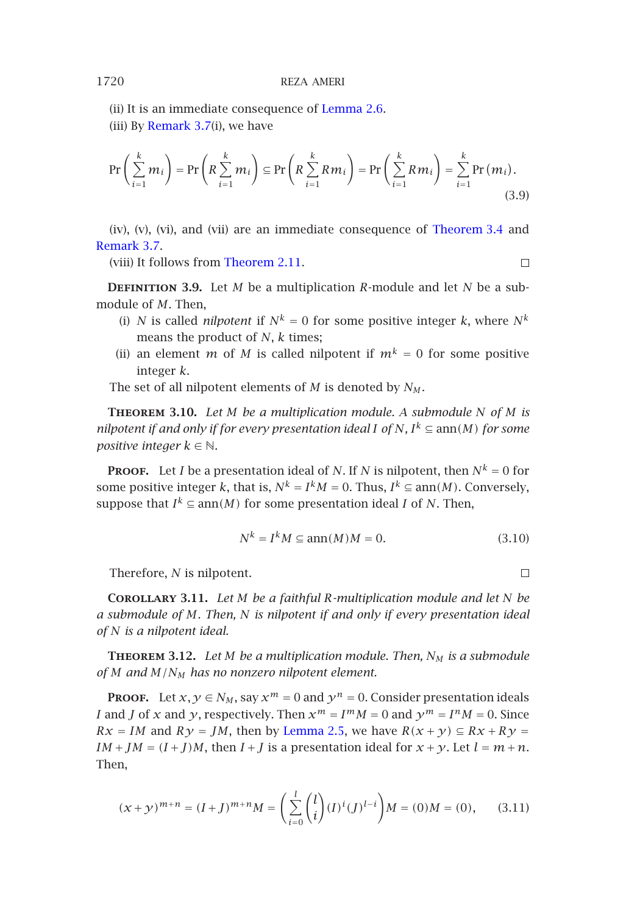(ii) It is an immediate consequence of Lemma 2.6.

(iii) By Remark 3.7(i), we have

$$\Pr\left(\sum_{i=1}^{k} m_i\right) = \Pr\left(R\sum_{i=1}^{k} m_i\right) \subseteq \Pr\left(R\sum_{i=1}^{k} Rm_i\right) = \Pr\left(\sum_{i=1}^{k} Rm_i\right) = \sum_{i=1}^{k} \Pr\left(m_i\right). \tag{3.9}$$

(iv), (v), (vi), and (vii) are an immediate consequence of Theorem 3.4 and Remark 3.7.

(viii) It follows from Theorem 2.11. □

**Definition 3.9.** Let $M$ be a multiplication $R$-module and let $N$ be a submodule of $M$. Then,

- (i) $N$ is called *nilpotent* if $N^k = 0$ for some positive integer $k$, where $N^k$ means the product of $N$, $k$ times;
- (ii) an element $m$ of $M$ is called nilpotent if $m^k = 0$ for some positive integer $k$.

The set of all nilpotent elements of $M$ is denoted by $N_M$.

**Theorem 3.10.** *Let $M$ be a multiplication module. A submodule $N$ of $M$ is nilpotent if and only if for every presentation ideal $I$ of $N$, $I^k \subseteq \operatorname{ann}(M)$ for some positive integer $k \in \mathbb{N}$.*

**Proof.** Let $I$ be a presentation ideal of $N$. If $N$ is nilpotent, then $N^k = 0$ for some positive integer $k$, that is, $N^k = I^k M = 0$. Thus, $I^k \subseteq \operatorname{ann}(M)$. Conversely, suppose that $I^k \subseteq \operatorname{ann}(M)$ for some presentation ideal $I$ of $N$. Then,

$$N^k = I^k M \subseteq \operatorname{ann}(M)M = 0. \tag{3.10}$$

Therefore, $N$ is nilpotent. □

**Corollary 3.11.** *Let $M$ be a faithful $R$-multiplication module and let $N$ be a submodule of $M$. Then, $N$ is nilpotent if and only if every presentation ideal of $N$ is a nilpotent ideal.*

**Theorem 3.12.** *Let $M$ be a multiplication module. Then, $N_M$ is a submodule of $M$ and $M/N_M$ has no nonzero nilpotent element.*

**Proof.** Let $x, y \in N_M$, say $x^m = 0$ and $y^n = 0$. Consider presentation ideals $I$ and $J$ of $x$ and $y$, respectively. Then $x^m = I^m M = 0$ and $y^m = I^n M = 0$. Since $Rx = IM$ and $Ry = JM$, then by Lemma 2.5, we have $R(x+y) \subseteq Rx + Ry = IM + JM = (I+J)M$, then $I + J$ is a presentation ideal for $x + y$. Let $l = m + n$. Then,

$$(x+y)^{m+n} = (I+J)^{m+n}M = \left(\sum_{i=0}^{l}\binom{l}{i}(I)^i(J)^{l-i}\right)M = (0)M = (0), \tag{3.11}$$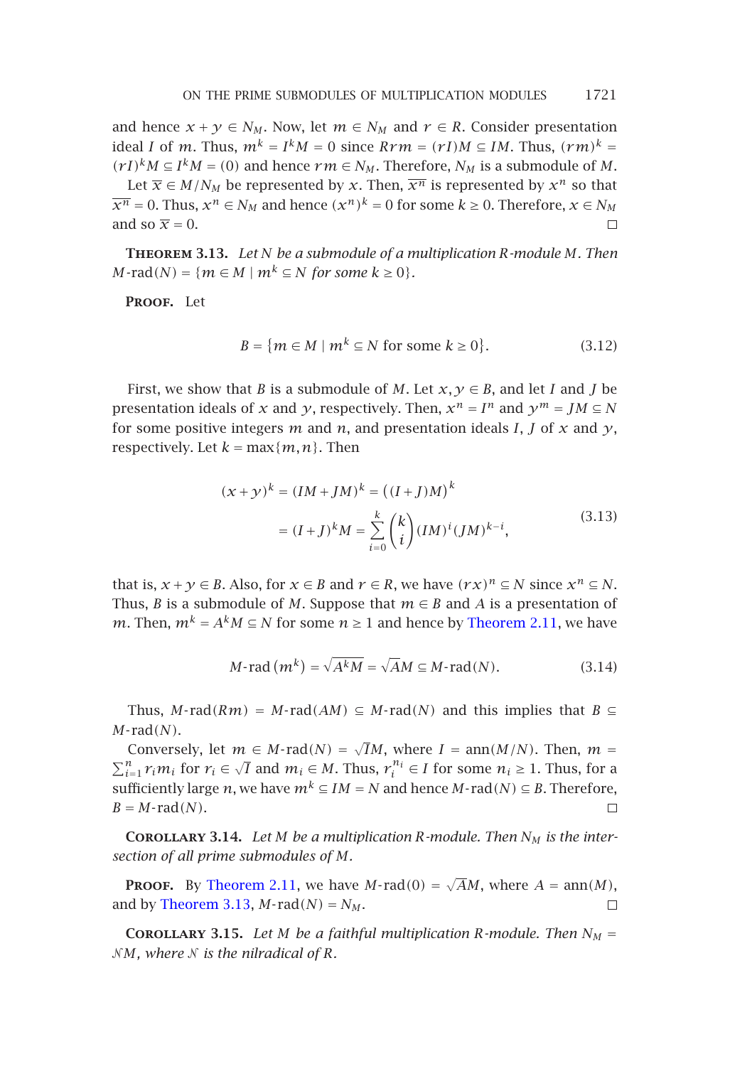and hence $x+y \in N_M$. Now, let $m \in N_M$ and $r \in R$. Consider presentation ideal $I$ of $m$. Thus, $m^k = I^k M = 0$ since $Rrm = (rI)M \subseteq IM$. Thus, $(rm)^k = (rI)^k M \subseteq I^k M = (0)$ and hence $rm \in N_M$. Therefore, $N_M$ is a submodule of $M$.

Let $\overline{x} \in M/N_M$ be represented by $x$. Then, $\overline{x^n}$ is represented by $x^n$ so that $\overline{x^n} = 0$. Thus, $x^n \in N_M$ and hence $(x^n)^k = 0$ for some $k \geq 0$. Therefore, $x \in N_M$ and so $\overline{x} = 0$. □

**Theorem 3.13.** *Let $N$ be a submodule of a multiplication $R$-module $M$. Then $M$-rad$(N) = \{m \in M \mid m^k \subseteq N$ for some $k \geq 0\}$.*

**Proof.** Let

$$B = \{m \in M \mid m^k \subseteq N \text{ for some } k \geq 0\}. \tag{3.12}$$

First, we show that $B$ is a submodule of $M$. Let $x, y \in B$, and let $I$ and $J$ be presentation ideals of $x$ and $y$, respectively. Then, $x^n = I^n$ and $y^m = JM \subseteq N$ for some positive integers $m$ and $n$, and presentation ideals $I$, $J$ of $x$ and $y$, respectively. Let $k = \max\{m, n\}$. Then

$$\begin{aligned}(x+y)^k &= (IM+JM)^k = \big((I+J)M\big)^k \\ &= (I+J)^k M = \sum_{i=0}^{k} \binom{k}{i} (IM)^i (JM)^{k-i},\end{aligned} \tag{3.13}$$

that is, $x+y \in B$. Also, for $x \in B$ and $r \in R$, we have $(rx)^n \subseteq N$ since $x^n \subseteq N$. Thus, $B$ is a submodule of $M$. Suppose that $m \in B$ and $A$ is a presentation of $m$. Then, $m^k = A^k M \subseteq N$ for some $n \geq 1$ and hence by Theorem 2.11, we have

$$M\text{-rad}\left(m^k\right) = \sqrt{A^k M} = \sqrt{A} M \subseteq M\text{-rad}(N). \tag{3.14}$$

Thus, $M$-rad$(Rm) = M$-rad$(AM) \subseteq M$-rad$(N)$ and this implies that $B \subseteq M$-rad$(N)$.

Conversely, let $m \in M$-rad$(N) = \sqrt{I}M$, where $I = \operatorname{ann}(M/N)$. Then, $m = \sum_{i=1}^{n} r_i m_i$ for $r_i \in \sqrt{I}$ and $m_i \in M$. Thus, $r_i^{n_i} \in I$ for some $n_i \geq 1$. Thus, for a sufficiently large $n$, we have $m^k \subseteq IM = N$ and hence $M$-rad$(N) \subseteq B$. Therefore, $B = M$-rad$(N)$. □

**Corollary 3.14.** *Let $M$ be a multiplication $R$-module. Then $N_M$ is the intersection of all prime submodules of $M$.*

**Proof.** By Theorem 2.11, we have $M$-rad$(0) = \sqrt{A}M$, where $A = \operatorname{ann}(M)$, and by Theorem 3.13, $M$-rad$(N) = N_M$. □

**Corollary 3.15.** *Let $M$ be a faithful multiplication $R$-module. Then $N_M = \mathcal{N}M$, where $\mathcal{N}$ is the nilradical of $R$.*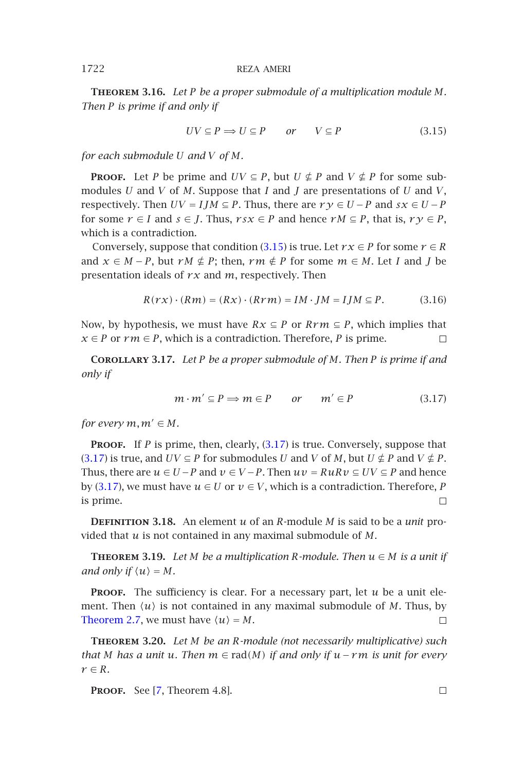**Theorem 3.16.** *Let $P$ be a proper submodule of a multiplication module $M$. Then $P$ is prime if and only if*

$$UV \subseteq P \Longrightarrow U \subseteq P \quad \text{or} \quad V \subseteq P \tag{3.15}$$

*for each submodule $U$ and $V$ of $M$.*

**Proof.** Let $P$ be prime and $UV \subseteq P$, but $U \nsubseteq P$ and $V \nsubseteq P$ for some submodules $U$ and $V$ of $M$. Suppose that $I$ and $J$ are presentations of $U$ and $V$, respectively. Then $UV = IJM \subseteq P$. Thus, there are $ry \in U - P$ and $sx \in U - P$ for some $r \in I$ and $s \in J$. Thus, $rsx \in P$ and hence $rM \subseteq P$, that is, $ry \in P$, which is a contradiction.

Conversely, suppose that condition (3.15) is true. Let $rx \in P$ for some $r \in R$ and $x \in M - P$, but $rM \nsubseteq P$; then, $rm \notin P$ for some $m \in M$. Let $I$ and $J$ be presentation ideals of $rx$ and $m$, respectively. Then

$$R(rx) \cdot (Rm) = (Rx) \cdot (Rrm) = IM \cdot JM = IJM \subseteq P. \tag{3.16}$$

Now, by hypothesis, we must have $Rx \subseteq P$ or $Rrm \subseteq P$, which implies that $x \in P$ or $rm \in P$, which is a contradiction. Therefore, $P$ is prime. □

**Corollary 3.17.** *Let $P$ be a proper submodule of $M$. Then $P$ is prime if and only if*

$$m \cdot m' \subseteq P \Longrightarrow m \in P \quad \text{or} \quad m' \in P \tag{3.17}$$

*for every $m, m' \in M$.*

**Proof.** If $P$ is prime, then, clearly, (3.17) is true. Conversely, suppose that (3.17) is true, and $UV \subseteq P$ for submodules $U$ and $V$ of $M$, but $U \nsubseteq P$ and $V \nsubseteq P$. Thus, there are $u \in U - P$ and $v \in V - P$. Then $uv = RuRv \subseteq UV \subseteq P$ and hence by (3.17), we must have $u \in U$ or $v \in V$, which is a contradiction. Therefore, $P$ is prime. □

**Definition 3.18.** An element $u$ of an $R$-module $M$ is said to be a *unit* provided that $u$ is not contained in any maximal submodule of $M$.

**Theorem 3.19.** *Let $M$ be a multiplication $R$-module. Then $u \in M$ is a unit if and only if $\langle u \rangle = M$.*

**Proof.** The sufficiency is clear. For a necessary part, let $u$ be a unit element. Then $\langle u \rangle$ is not contained in any maximal submodule of $M$. Thus, by Theorem 2.7, we must have $\langle u \rangle = M$. □

**Theorem 3.20.** *Let $M$ be an $R$-module (not necessarily multiplicative) such that $M$ has a unit $u$. Then $m \in \operatorname{rad}(M)$ if and only if $u - rm$ is unit for every $r \in R$.*

**Proof.** See [7, Theorem 4.8]. □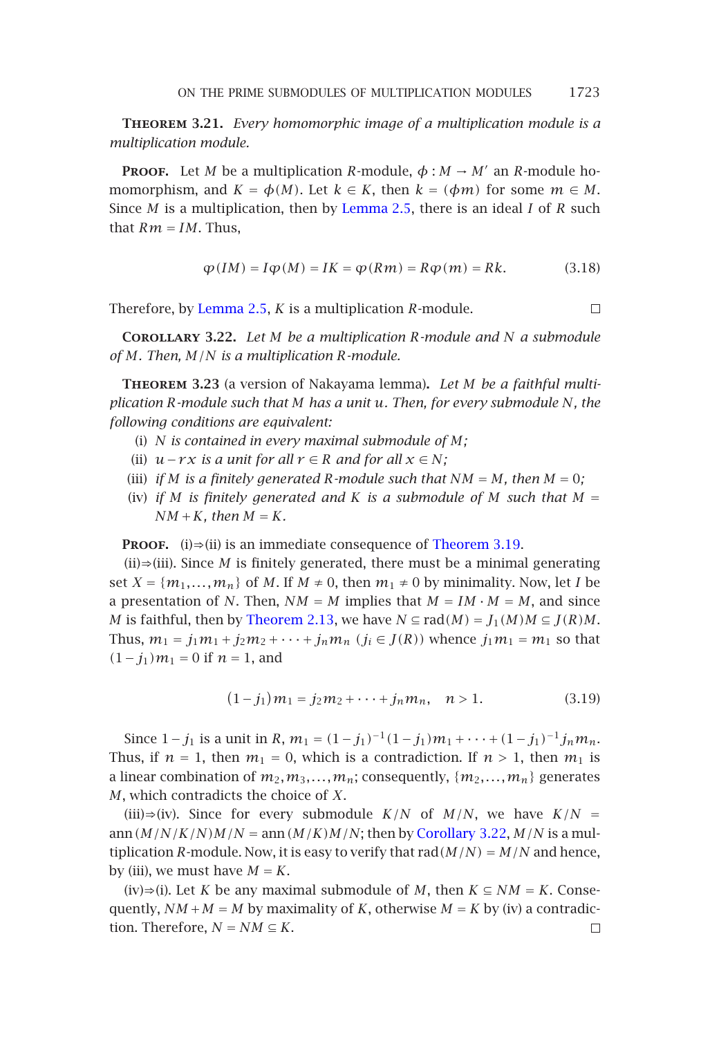**Theorem 3.21.** *Every homomorphic image of a multiplication module is a multiplication module.*

**Proof.** Let $M$ be a multiplication $R$-module, $\phi : M \to M'$ an $R$-module homomorphism, and $K = \phi(M)$. Let $k \in K$, then $k = (\phi m)$ for some $m \in M$. Since $M$ is a multiplication, then by Lemma 2.5, there is an ideal $I$ of $R$ such that $Rm = IM$. Thus,

$$\varphi(IM) = I\varphi(M) = IK = \varphi(Rm) = R\varphi(m) = Rk. \tag{3.18}$$

Therefore, by Lemma 2.5, $K$ is a multiplication $R$-module. □

**Corollary 3.22.** *Let $M$ be a multiplication $R$-module and $N$ a submodule of $M$. Then, $M/N$ is a multiplication $R$-module.*

**Theorem 3.23** (a version of Nakayama lemma). *Let $M$ be a faithful multiplication $R$-module such that $M$ has a unit $u$. Then, for every submodule $N$, the following conditions are equivalent:*

- (i) *$N$ is contained in every maximal submodule of $M$;*
- (ii) *$u - rx$ is a unit for all $r \in R$ and for all $x \in N$;*
- (iii) *if $M$ is a finitely generated $R$-module such that $NM = M$, then $M = 0$;*
- (iv) *if $M$ is finitely generated and $K$ is a submodule of $M$ such that $M = NM + K$, then $M = K$.*

**Proof.** (i)⇒(ii) is an immediate consequence of Theorem 3.19.

(ii)⇒(iii). Since $M$ is finitely generated, there must be a minimal generating set $X = \{m_1, \dots, m_n\}$ of $M$. If $M \neq 0$, then $m_1 \neq 0$ by minimality. Now, let $I$ be a presentation of $N$. Then, $NM = M$ implies that $M = IM \cdot M = M$, and since $M$ is faithful, then by Theorem 2.13, we have $N \subseteq \operatorname{rad}(M) = J_1(M)M \subseteq J(R)M$. Thus, $m_1 = j_1 m_1 + j_2 m_2 + \cdots + j_n m_n$ $(j_i \in J(R))$ whence $j_1 m_1 = m_1$ so that $(1 - j_1)m_1 = 0$ if $n = 1$, and

$$(1 - j_1)m_1 = j_2 m_2 + \cdots + j_n m_n, \quad n > 1. \tag{3.19}$$

Since $1 - j_1$ is a unit in $R$, $m_1 = (1 - j_1)^{-1}(1 - j_1)m_1 + \cdots + (1 - j_1)^{-1} j_n m_n$. Thus, if $n = 1$, then $m_1 = 0$, which is a contradiction. If $n > 1$, then $m_1$ is a linear combination of $m_2, m_3, \dots, m_n$; consequently, $\{m_2, \dots, m_n\}$ generates $M$, which contradicts the choice of $X$.

(iii)⇒(iv). Since for every submodule $K/N$ of $M/N$, we have $K/N = \operatorname{ann}(M/N/K/N)M/N = \operatorname{ann}(M/K)M/N$; then by Corollary 3.22, $M/N$ is a multiplication $R$-module. Now, it is easy to verify that $\operatorname{rad}(M/N) = M/N$ and hence, by (iii), we must have $M = K$.

(iv)⇒(i). Let $K$ be any maximal submodule of $M$, then $K \subseteq NM = K$. Consequently, $NM + M = M$ by maximality of $K$, otherwise $M = K$ by (iv) a contradiction. Therefore, $N = NM \subseteq K$. □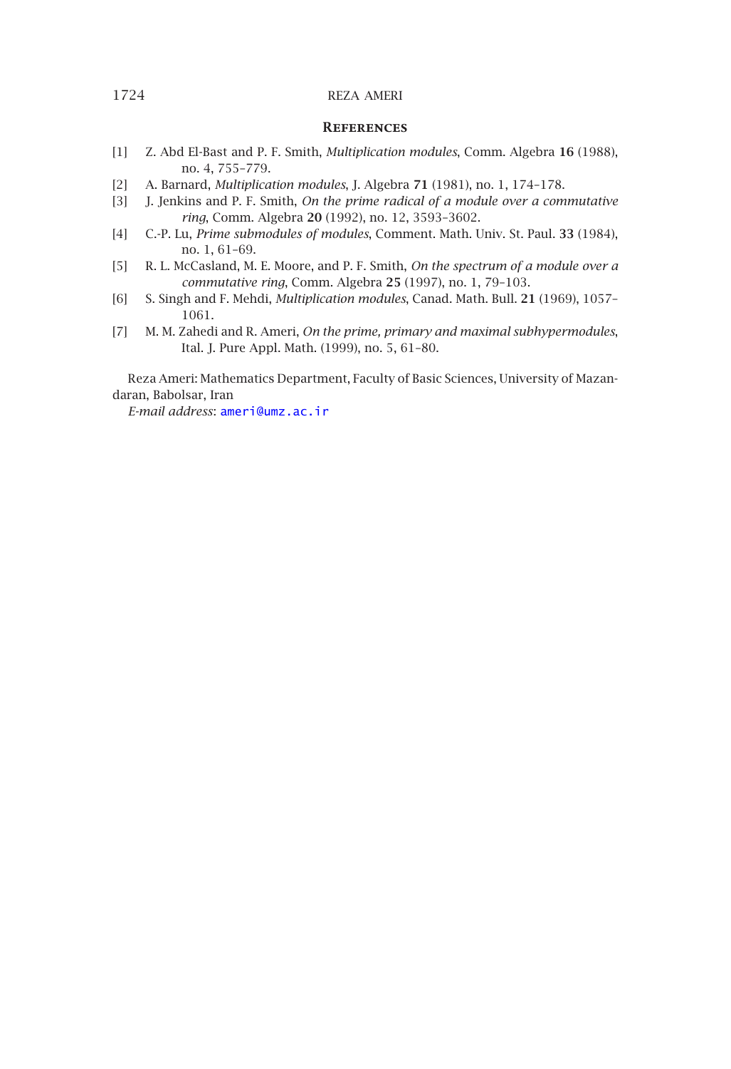## References

[1] Z. Abd El-Bast and P. F. Smith, *Multiplication modules*, Comm. Algebra **16** (1988), no. 4, 755–779.

[2] A. Barnard, *Multiplication modules*, J. Algebra **71** (1981), no. 1, 174–178.

[3] J. Jenkins and P. F. Smith, *On the prime radical of a module over a commutative ring*, Comm. Algebra **20** (1992), no. 12, 3593–3602.

[4] C.-P. Lu, *Prime submodules of modules*, Comment. Math. Univ. St. Paul. **33** (1984), no. 1, 61–69.

[5] R. L. McCasland, M. E. Moore, and P. F. Smith, *On the spectrum of a module over a commutative ring*, Comm. Algebra **25** (1997), no. 1, 79–103.

[6] S. Singh and F. Mehdi, *Multiplication modules*, Canad. Math. Bull. **21** (1969), 1057–1061.

[7] M. M. Zahedi and R. Ameri, *On the prime, primary and maximal subhypermodules*, Ital. J. Pure Appl. Math. (1999), no. 5, 61–80.

Reza Ameri: Mathematics Department, Faculty of Basic Sciences, University of Mazandaran, Babolsar, Iran

*E-mail address*: ameri@umz.ac.ir